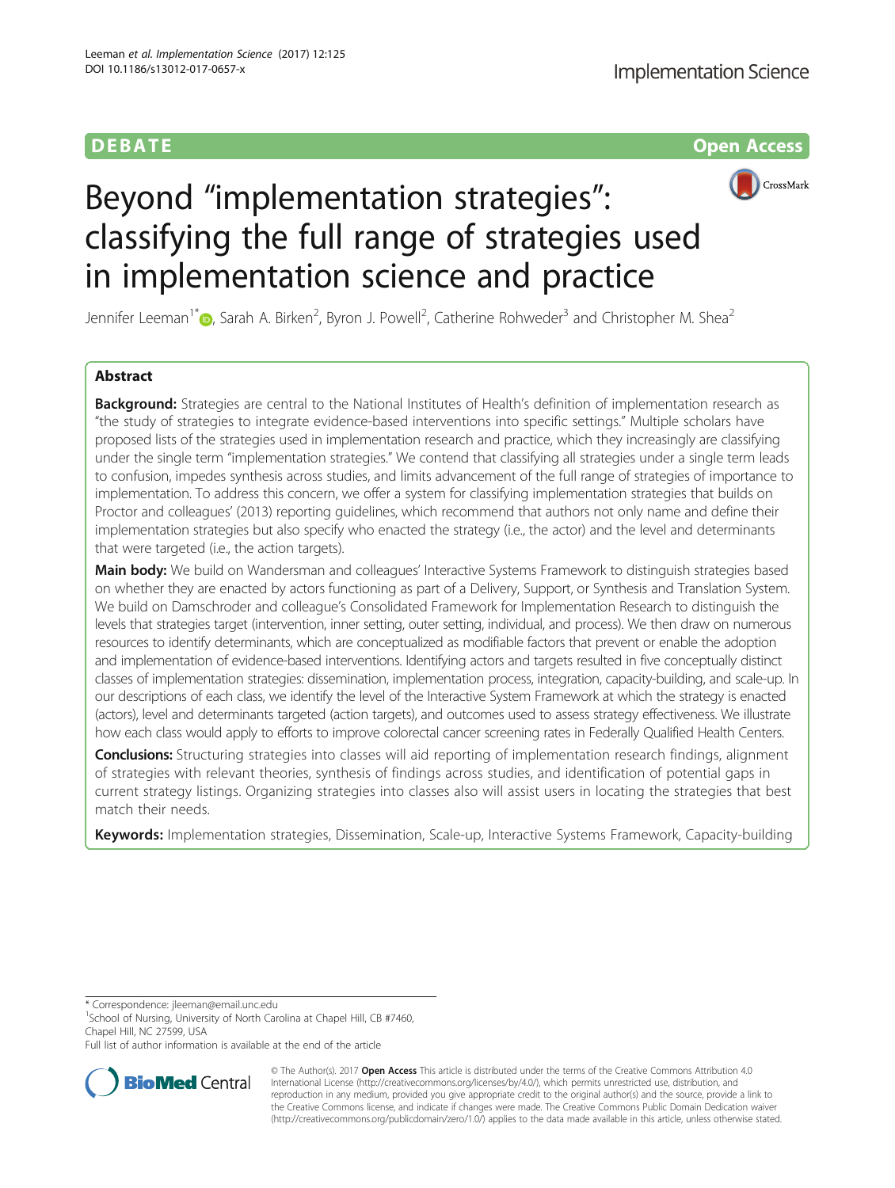DEBATE Open Access

# Beyond "implementation strategies": classifying the full range of strategies used in implementation science and practice

Jennifer Leeman[1*], Sarah A. Birken[2], Byron J. Powell[2], Catherine Rohweder[3] and Christopher M. Shea[2]

## Abstract

**Background:** Strategies are central to the National Institutes of Health's definition of implementation research as "the study of strategies to integrate evidence-based interventions into specific settings." Multiple scholars have proposed lists of the strategies used in implementation research and practice, which they increasingly are classifying under the single term "implementation strategies." We contend that classifying all strategies under a single term leads to confusion, impedes synthesis across studies, and limits advancement of the full range of strategies of importance to implementation. To address this concern, we offer a system for classifying implementation strategies that builds on Proctor and colleagues' (2013) reporting guidelines, which recommend that authors not only name and define their implementation strategies but also specify who enacted the strategy (i.e., the actor) and the level and determinants that were targeted (i.e., the action targets).

**Main body:** We build on Wandersman and colleagues' Interactive Systems Framework to distinguish strategies based on whether they are enacted by actors functioning as part of a Delivery, Support, or Synthesis and Translation System. We build on Damschroder and colleague's Consolidated Framework for Implementation Research to distinguish the levels that strategies target (intervention, inner setting, outer setting, individual, and process). We then draw on numerous resources to identify determinants, which are conceptualized as modifiable factors that prevent or enable the adoption and implementation of evidence-based interventions. Identifying actors and targets resulted in five conceptually distinct classes of implementation strategies: dissemination, implementation process, integration, capacity-building, and scale-up. In our descriptions of each class, we identify the level of the Interactive System Framework at which the strategy is enacted (actors), level and determinants targeted (action targets), and outcomes used to assess strategy effectiveness. We illustrate how each class would apply to efforts to improve colorectal cancer screening rates in Federally Qualified Health Centers.

**Conclusions:** Structuring strategies into classes will aid reporting of implementation research findings, alignment of strategies with relevant theories, synthesis of findings across studies, and identification of potential gaps in current strategy listings. Organizing strategies into classes also will assist users in locating the strategies that best match their needs.

**Keywords:** Implementation strategies, Dissemination, Scale-up, Interactive Systems Framework, Capacity-building

* Correspondence: jleeman@email.unc.edu
[1]School of Nursing, University of North Carolina at Chapel Hill, CB #7460, Chapel Hill, NC 27599, USA
Full list of author information is available at the end of the article

© The Author(s). 2017 **Open Access** This article is distributed under the terms of the Creative Commons Attribution 4.0 International License (http://creativecommons.org/licenses/by/4.0/), which permits unrestricted use, distribution, and reproduction in any medium, provided you give appropriate credit to the original author(s) and the source, provide a link to the Creative Commons license, and indicate if changes were made. The Creative Commons Public Domain Dedication waiver (http://creativecommons.org/publicdomain/zero/1.0/) applies to the data made available in this article, unless otherwise stated.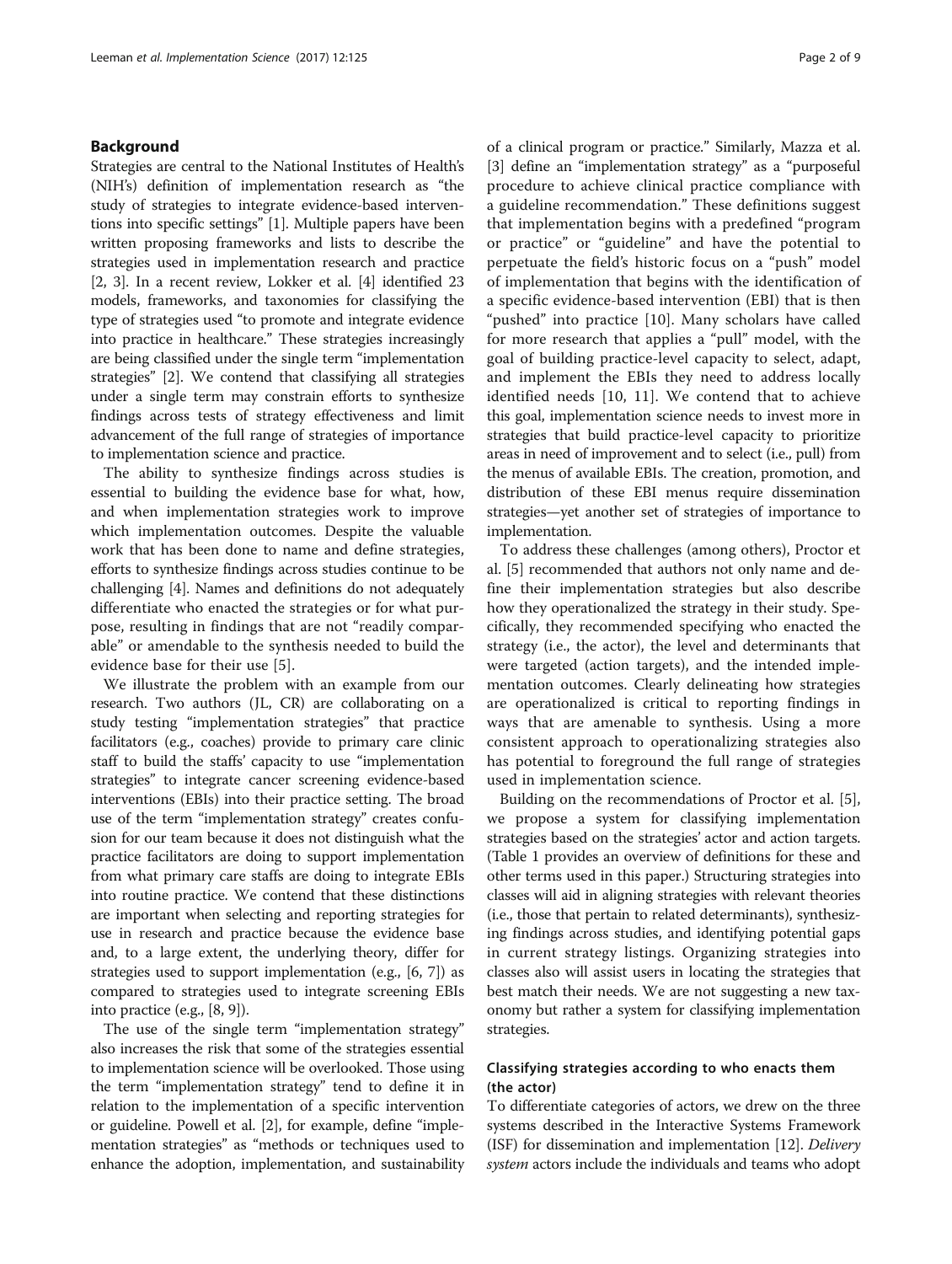## Background

Strategies are central to the National Institutes of Health's (NIH's) definition of implementation research as "the study of strategies to integrate evidence-based interventions into specific settings" [1]. Multiple papers have been written proposing frameworks and lists to describe the strategies used in implementation research and practice [2, 3]. In a recent review, Lokker et al. [4] identified 23 models, frameworks, and taxonomies for classifying the type of strategies used "to promote and integrate evidence into practice in healthcare." These strategies increasingly are being classified under the single term "implementation strategies" [2]. We contend that classifying all strategies under a single term may constrain efforts to synthesize findings across tests of strategy effectiveness and limit advancement of the full range of strategies of importance to implementation science and practice.

The ability to synthesize findings across studies is essential to building the evidence base for what, how, and when implementation strategies work to improve which implementation outcomes. Despite the valuable work that has been done to name and define strategies, efforts to synthesize findings across studies continue to be challenging [4]. Names and definitions do not adequately differentiate who enacted the strategies or for what purpose, resulting in findings that are not "readily comparable" or amendable to the synthesis needed to build the evidence base for their use [5].

We illustrate the problem with an example from our research. Two authors (JL, CR) are collaborating on a study testing "implementation strategies" that practice facilitators (e.g., coaches) provide to primary care clinic staff to build the staffs' capacity to use "implementation strategies" to integrate cancer screening evidence-based interventions (EBIs) into their practice setting. The broad use of the term "implementation strategy" creates confusion for our team because it does not distinguish what the practice facilitators are doing to support implementation from what primary care staffs are doing to integrate EBIs into routine practice. We contend that these distinctions are important when selecting and reporting strategies for use in research and practice because the evidence base and, to a large extent, the underlying theory, differ for strategies used to support implementation (e.g., [6, 7]) as compared to strategies used to integrate screening EBIs into practice (e.g., [8, 9]).

The use of the single term "implementation strategy" also increases the risk that some of the strategies essential to implementation science will be overlooked. Those using the term "implementation strategy" tend to define it in relation to the implementation of a specific intervention or guideline. Powell et al. [2], for example, define "implementation strategies" as "methods or techniques used to enhance the adoption, implementation, and sustainability of a clinical program or practice." Similarly, Mazza et al. [3] define an "implementation strategy" as a "purposeful procedure to achieve clinical practice compliance with a guideline recommendation." These definitions suggest that implementation begins with a predefined "program or practice" or "guideline" and have the potential to perpetuate the field's historic focus on a "push" model of implementation that begins with the identification of a specific evidence-based intervention (EBI) that is then "pushed" into practice [10]. Many scholars have called for more research that applies a "pull" model, with the goal of building practice-level capacity to select, adapt, and implement the EBIs they need to address locally identified needs [10, 11]. We contend that to achieve this goal, implementation science needs to invest more in strategies that build practice-level capacity to prioritize areas in need of improvement and to select (i.e., pull) from the menus of available EBIs. The creation, promotion, and distribution of these EBI menus require dissemination strategies—yet another set of strategies of importance to implementation.

To address these challenges (among others), Proctor et al. [5] recommended that authors not only name and define their implementation strategies but also describe how they operationalized the strategy in their study. Specifically, they recommended specifying who enacted the strategy (i.e., the actor), the level and determinants that were targeted (action targets), and the intended implementation outcomes. Clearly delineating how strategies are operationalized is critical to reporting findings in ways that are amenable to synthesis. Using a more consistent approach to operationalizing strategies also has potential to foreground the full range of strategies used in implementation science.

Building on the recommendations of Proctor et al. [5], we propose a system for classifying implementation strategies based on the strategies' actor and action targets. (Table 1 provides an overview of definitions for these and other terms used in this paper.) Structuring strategies into classes will aid in aligning strategies with relevant theories (i.e., those that pertain to related determinants), synthesizing findings across studies, and identifying potential gaps in current strategy listings. Organizing strategies into classes also will assist users in locating the strategies that best match their needs. We are not suggesting a new taxonomy but rather a system for classifying implementation strategies.

### Classifying strategies according to who enacts them (the actor)

To differentiate categories of actors, we drew on the three systems described in the Interactive Systems Framework (ISF) for dissemination and implementation [12]. *Delivery system* actors include the individuals and teams who adopt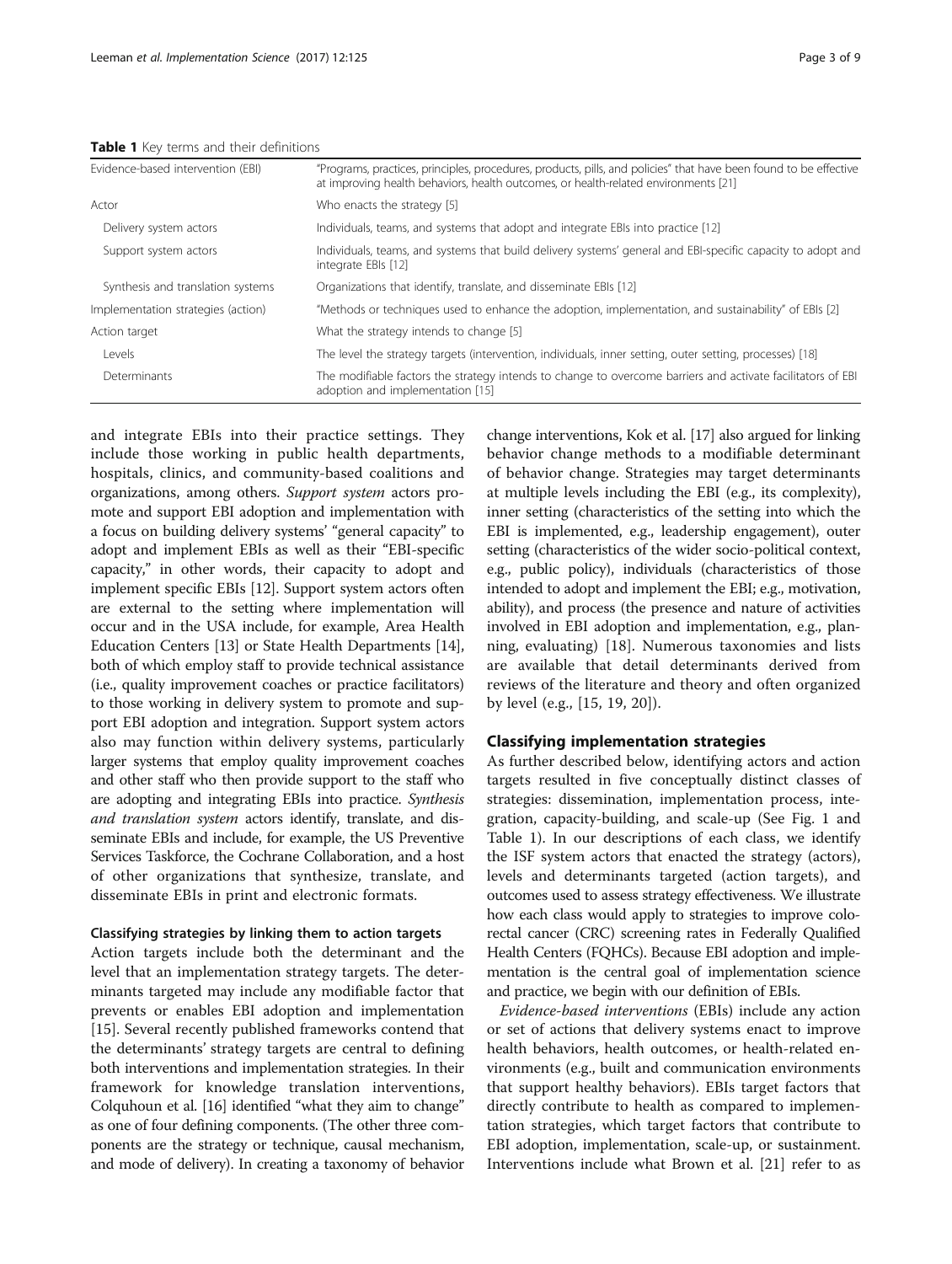**Table 1** Key terms and their definitions

| Term | Definition |
|---|---|
| Evidence-based intervention (EBI) | "Programs, practices, principles, procedures, products, pills, and policies" that have been found to be effective at improving health behaviors, health outcomes, or health-related environments [21] |
| Actor | Who enacts the strategy [5] |
| Delivery system actors | Individuals, teams, and systems that adopt and integrate EBIs into practice [12] |
| Support system actors | Individuals, teams, and systems that build delivery systems' general and EBI-specific capacity to adopt and integrate EBIs [12] |
| Synthesis and translation systems | Organizations that identify, translate, and disseminate EBIs [12] |
| Implementation strategies (action) | "Methods or techniques used to enhance the adoption, implementation, and sustainability" of EBIs [2] |
| Action target | What the strategy intends to change [5] |
| Levels | The level the strategy targets (intervention, individuals, inner setting, outer setting, processes) [18] |
| Determinants | The modifiable factors the strategy intends to change to overcome barriers and activate facilitators of EBI adoption and implementation [15] |

and integrate EBIs into their practice settings. They include those working in public health departments, hospitals, clinics, and community-based coalitions and organizations, among others. *Support system* actors promote and support EBI adoption and implementation with a focus on building delivery systems' "general capacity" to adopt and implement EBIs as well as their "EBI-specific capacity," in other words, their capacity to adopt and implement specific EBIs [12]. Support system actors often are external to the setting where implementation will occur and in the USA include, for example, Area Health Education Centers [13] or State Health Departments [14], both of which employ staff to provide technical assistance (i.e., quality improvement coaches or practice facilitators) to those working in delivery system to promote and support EBI adoption and integration. Support system actors also may function within delivery systems, particularly larger systems that employ quality improvement coaches and other staff who then provide support to the staff who are adopting and integrating EBIs into practice. *Synthesis and translation system* actors identify, translate, and disseminate EBIs and include, for example, the US Preventive Services Taskforce, the Cochrane Collaboration, and a host of other organizations that synthesize, translate, and disseminate EBIs in print and electronic formats.

### Classifying strategies by linking them to action targets

Action targets include both the determinant and the level that an implementation strategy targets. The determinants targeted may include any modifiable factor that prevents or enables EBI adoption and implementation [15]. Several recently published frameworks contend that the determinants' strategy targets are central to defining both interventions and implementation strategies. In their framework for knowledge translation interventions, Colquhoun et al. [16] identified "what they aim to change" as one of four defining components. (The other three components are the strategy or technique, causal mechanism, and mode of delivery). In creating a taxonomy of behavior change interventions, Kok et al. [17] also argued for linking behavior change methods to a modifiable determinant of behavior change. Strategies may target determinants at multiple levels including the EBI (e.g., its complexity), inner setting (characteristics of the setting into which the EBI is implemented, e.g., leadership engagement), outer setting (characteristics of the wider socio-political context, e.g., public policy), individuals (characteristics of those intended to adopt and implement the EBI; e.g., motivation, ability), and process (the presence and nature of activities involved in EBI adoption and implementation, e.g., planning, evaluating) [18]. Numerous taxonomies and lists are available that detail determinants derived from reviews of the literature and theory and often organized by level (e.g., [15, 19, 20]).

## Classifying implementation strategies

As further described below, identifying actors and action targets resulted in five conceptually distinct classes of strategies: dissemination, implementation process, integration, capacity-building, and scale-up (See Fig. 1 and Table 1). In our descriptions of each class, we identify the ISF system actors that enacted the strategy (actors), levels and determinants targeted (action targets), and outcomes used to assess strategy effectiveness. We illustrate how each class would apply to strategies to improve colorectal cancer (CRC) screening rates in Federally Qualified Health Centers (FQHCs). Because EBI adoption and implementation is the central goal of implementation science and practice, we begin with our definition of EBIs.

*Evidence-based interventions* (EBIs) include any action or set of actions that delivery systems enact to improve health behaviors, health outcomes, or health-related environments (e.g., built and communication environments that support healthy behaviors). EBIs target factors that directly contribute to health as compared to implementation strategies, which target factors that contribute to EBI adoption, implementation, scale-up, or sustainment. Interventions include what Brown et al. [21] refer to as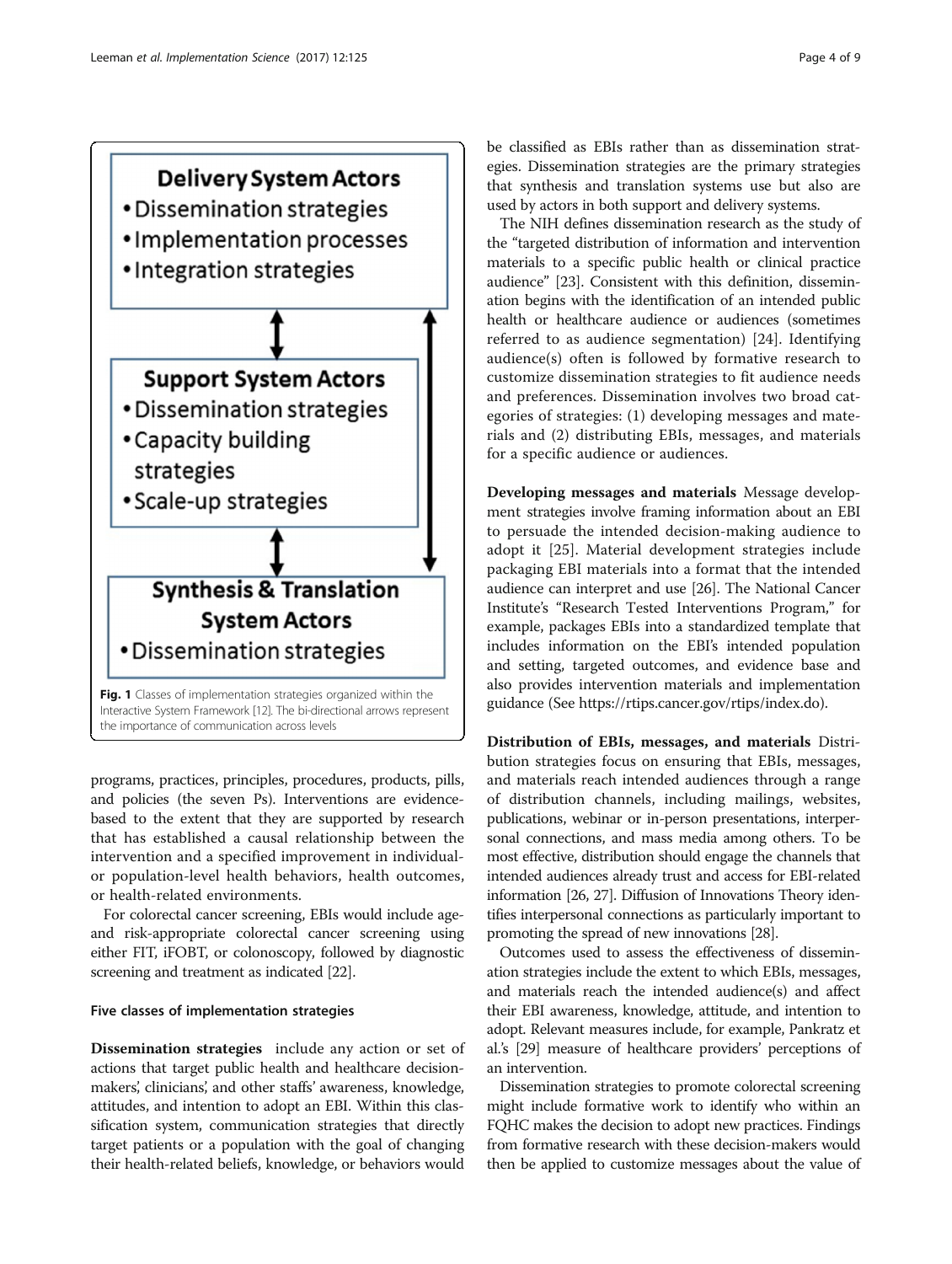Delivery System Actors
- Dissemination strategies
- Implementation processes
- Integration strategies

Support System Actors
- Dissemination strategies
- Capacity building strategies
- Scale-up strategies

Synthesis & Translation System Actors
- Dissemination strategies

**Fig. 1** Classes of implementation strategies organized within the Interactive System Framework [12]. The bi-directional arrows represent the importance of communication across levels

programs, practices, principles, procedures, products, pills, and policies (the seven Ps). Interventions are evidence-based to the extent that they are supported by research that has established a causal relationship between the intervention and a specified improvement in individual- or population-level health behaviors, health outcomes, or health-related environments.

For colorectal cancer screening, EBIs would include age- and risk-appropriate colorectal cancer screening using either FIT, iFOBT, or colonoscopy, followed by diagnostic screening and treatment as indicated [22].

### Five classes of implementation strategies

**Dissemination strategies** include any action or set of actions that target public health and healthcare decision-makers', clinicians', and other staffs' awareness, knowledge, attitudes, and intention to adopt an EBI. Within this classification system, communication strategies that directly target patients or a population with the goal of changing their health-related beliefs, knowledge, or behaviors would be classified as EBIs rather than as dissemination strategies. Dissemination strategies are the primary strategies that synthesis and translation systems use but also are used by actors in both support and delivery systems.

The NIH defines dissemination research as the study of the "targeted distribution of information and intervention materials to a specific public health or clinical practice audience" [23]. Consistent with this definition, dissemination begins with the identification of an intended public health or healthcare audience or audiences (sometimes referred to as audience segmentation) [24]. Identifying audience(s) often is followed by formative research to customize dissemination strategies to fit audience needs and preferences. Dissemination involves two broad categories of strategies: (1) developing messages and materials and (2) distributing EBIs, messages, and materials for a specific audience or audiences.

**Developing messages and materials** Message development strategies involve framing information about an EBI to persuade the intended decision-making audience to adopt it [25]. Material development strategies include packaging EBI materials into a format that the intended audience can interpret and use [26]. The National Cancer Institute's "Research Tested Interventions Program," for example, packages EBIs into a standardized template that includes information on the EBI's intended population and setting, targeted outcomes, and evidence base and also provides intervention materials and implementation guidance (See https://rtips.cancer.gov/rtips/index.do).

**Distribution of EBIs, messages, and materials** Distribution strategies focus on ensuring that EBIs, messages, and materials reach intended audiences through a range of distribution channels, including mailings, websites, publications, webinar or in-person presentations, interpersonal connections, and mass media among others. To be most effective, distribution should engage the channels that intended audiences already trust and access for EBI-related information [26, 27]. Diffusion of Innovations Theory identifies interpersonal connections as particularly important to promoting the spread of new innovations [28].

Outcomes used to assess the effectiveness of dissemination strategies include the extent to which EBIs, messages, and materials reach the intended audience(s) and affect their EBI awareness, knowledge, attitude, and intention to adopt. Relevant measures include, for example, Pankratz et al.'s [29] measure of healthcare providers' perceptions of an intervention.

Dissemination strategies to promote colorectal screening might include formative work to identify who within an FQHC makes the decision to adopt new practices. Findings from formative research with these decision-makers would then be applied to customize messages about the value of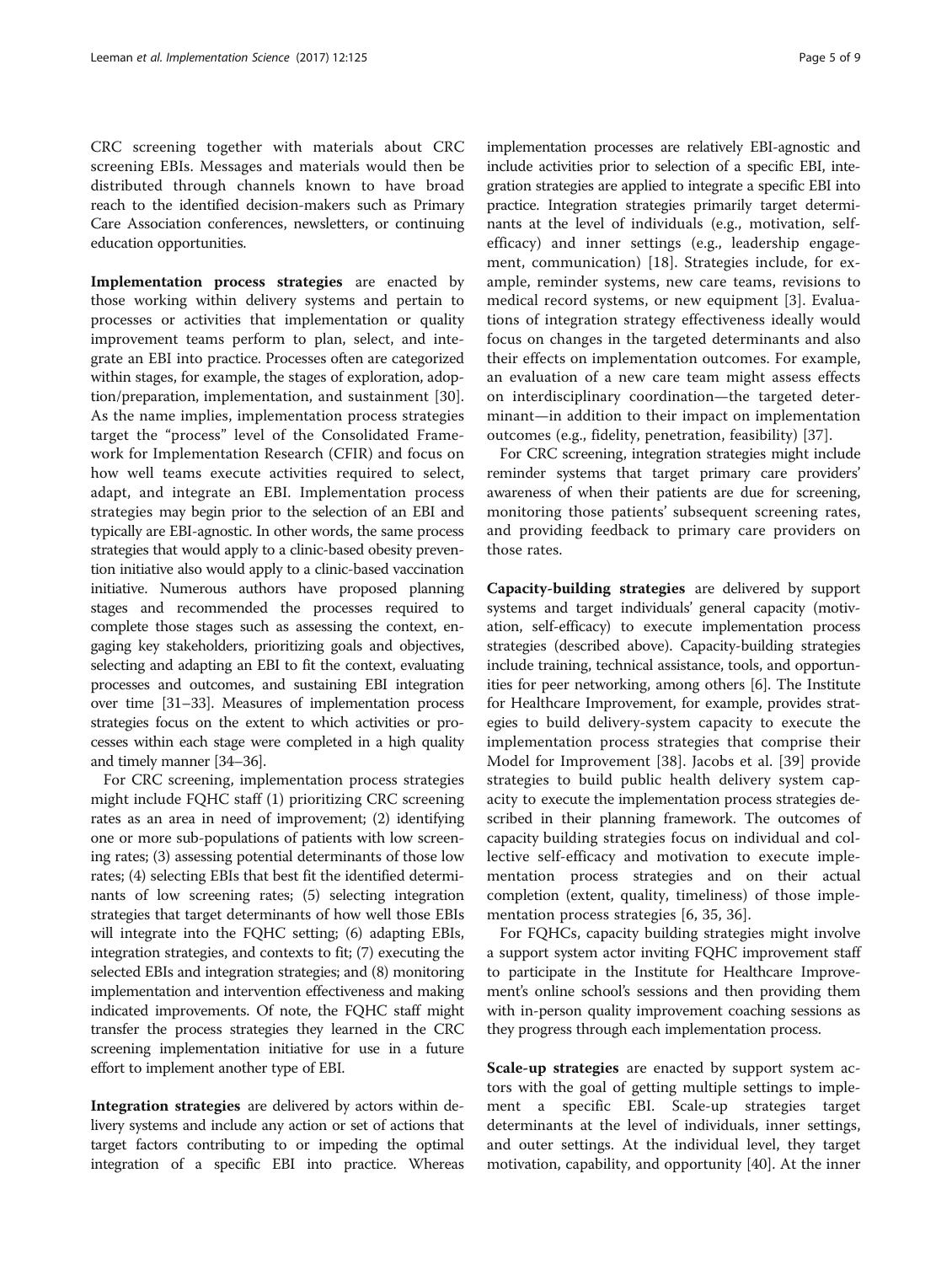CRC screening together with materials about CRC screening EBIs. Messages and materials would then be distributed through channels known to have broad reach to the identified decision-makers such as Primary Care Association conferences, newsletters, or continuing education opportunities.

**Implementation process strategies** are enacted by those working within delivery systems and pertain to processes or activities that implementation or quality improvement teams perform to plan, select, and integrate an EBI into practice. Processes often are categorized within stages, for example, the stages of exploration, adoption/preparation, implementation, and sustainment [30]. As the name implies, implementation process strategies target the "process" level of the Consolidated Framework for Implementation Research (CFIR) and focus on how well teams execute activities required to select, adapt, and integrate an EBI. Implementation process strategies may begin prior to the selection of an EBI and typically are EBI-agnostic. In other words, the same process strategies that would apply to a clinic-based obesity prevention initiative also would apply to a clinic-based vaccination initiative. Numerous authors have proposed planning stages and recommended the processes required to complete those stages such as assessing the context, engaging key stakeholders, prioritizing goals and objectives, selecting and adapting an EBI to fit the context, evaluating processes and outcomes, and sustaining EBI integration over time [31–33]. Measures of implementation process strategies focus on the extent to which activities or processes within each stage were completed in a high quality and timely manner [34–36].

For CRC screening, implementation process strategies might include FQHC staff (1) prioritizing CRC screening rates as an area in need of improvement; (2) identifying one or more sub-populations of patients with low screening rates; (3) assessing potential determinants of those low rates; (4) selecting EBIs that best fit the identified determinants of low screening rates; (5) selecting integration strategies that target determinants of how well those EBIs will integrate into the FQHC setting; (6) adapting EBIs, integration strategies, and contexts to fit; (7) executing the selected EBIs and integration strategies; and (8) monitoring implementation and intervention effectiveness and making indicated improvements. Of note, the FQHC staff might transfer the process strategies they learned in the CRC screening implementation initiative for use in a future effort to implement another type of EBI.

**Integration strategies** are delivered by actors within delivery systems and include any action or set of actions that target factors contributing to or impeding the optimal integration of a specific EBI into practice. Whereas implementation processes are relatively EBI-agnostic and include activities prior to selection of a specific EBI, integration strategies are applied to integrate a specific EBI into practice. Integration strategies primarily target determinants at the level of individuals (e.g., motivation, self-efficacy) and inner settings (e.g., leadership engagement, communication) [18]. Strategies include, for example, reminder systems, new care teams, revisions to medical record systems, or new equipment [3]. Evaluations of integration strategy effectiveness ideally would focus on changes in the targeted determinants and also their effects on implementation outcomes. For example, an evaluation of a new care team might assess effects on interdisciplinary coordination—the targeted determinant—in addition to their impact on implementation outcomes (e.g., fidelity, penetration, feasibility) [37].

For CRC screening, integration strategies might include reminder systems that target primary care providers' awareness of when their patients are due for screening, monitoring those patients' subsequent screening rates, and providing feedback to primary care providers on those rates.

**Capacity-building strategies** are delivered by support systems and target individuals' general capacity (motivation, self-efficacy) to execute implementation process strategies (described above). Capacity-building strategies include training, technical assistance, tools, and opportunities for peer networking, among others [6]. The Institute for Healthcare Improvement, for example, provides strategies to build delivery-system capacity to execute the implementation process strategies that comprise their Model for Improvement [38]. Jacobs et al. [39] provide strategies to build public health delivery system capacity to execute the implementation process strategies described in their planning framework. The outcomes of capacity building strategies focus on individual and collective self-efficacy and motivation to execute implementation process strategies and on their actual completion (extent, quality, timeliness) of those implementation process strategies [6, 35, 36].

For FQHCs, capacity building strategies might involve a support system actor inviting FQHC improvement staff to participate in the Institute for Healthcare Improvement's online school's sessions and then providing them with in-person quality improvement coaching sessions as they progress through each implementation process.

**Scale-up strategies** are enacted by support system actors with the goal of getting multiple settings to implement a specific EBI. Scale-up strategies target determinants at the level of individuals, inner settings, and outer settings. At the individual level, they target motivation, capability, and opportunity [40]. At the inner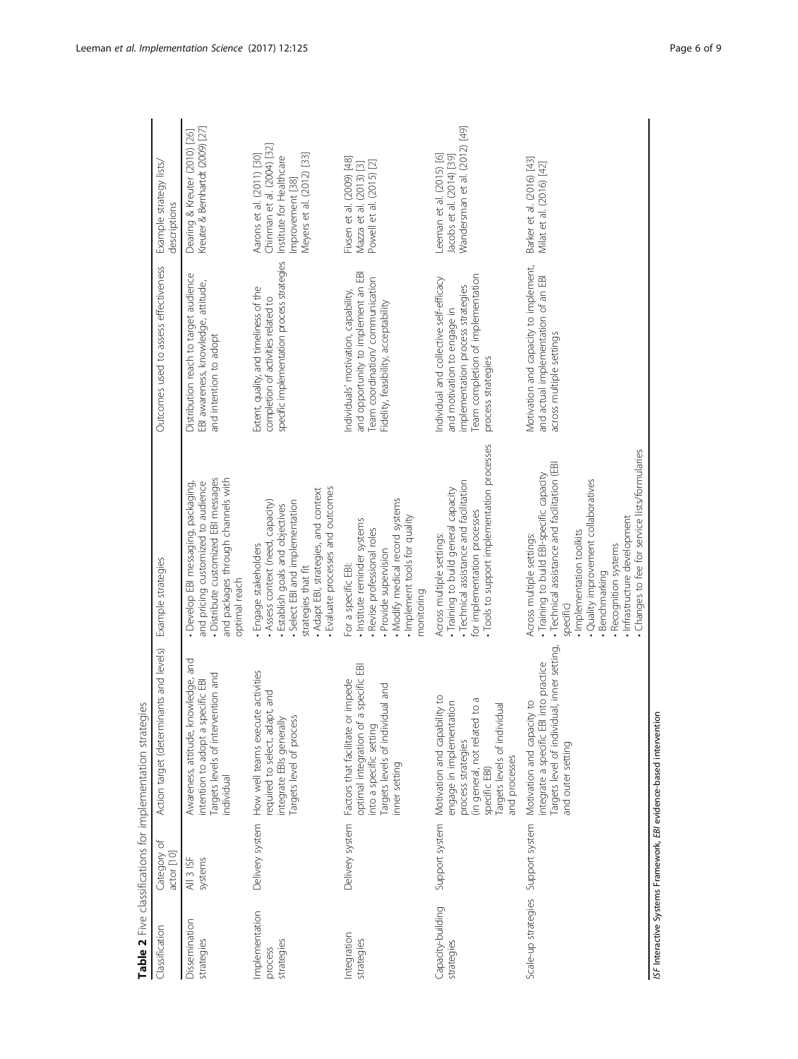**Table 2** Five classifications for implementation strategies

| Classification | Category of actor [10] | Action target (determinants and levels) | Example strategies | Outcomes used to assess effectiveness | Example strategy lists/ descriptions |
|---|---|---|---|---|---|
| Dissemination strategies | All 3 ISF systems | Awareness, attitude, knowledge, and intention to adopt a specific EBI<br>Targets levels of intervention and individual | • Develop EBI messaging, packaging, and pricing customized to audience<br>• Distribute customized EBI messages and packages through channels with optimal reach | Distribution reach to target audience<br>EBI awareness, knowledge, attitude, and intention to adopt | Dearing & Kreuter (2010) [26]<br>Kreuter & Bernhardt (2009) [27] |
| Implementation process strategies | Delivery system | How well teams execute activities required to select, adapt, and integrate EBIs generally<br>Targets level of process | • Engage stakeholders<br>• Assess context (need, capacity)<br>• Establish goals and objectives<br>• Select EBI and implementation strategies that fit<br>• Adapt EBI, strategies, and context<br>• Evaluate processes and outcomes | Extent, quality, and timeliness of the completion of activities related to specific implementation process strategies | Aarons et al. (2011) [30]<br>Chinman et al. (2004) [32]<br>Institute for Healthcare Improvement [38]<br>Meyers et al. (2012) [33] |
| Integration strategies | Delivery system | Factors that facilitate or impede optimal integration of a specific EBI into a specific setting<br>Targets levels of individual and inner setting | For a specific EBI:<br>• Institute reminder systems<br>• Revise professional roles<br>• Provide supervision<br>• Modify medical record systems<br>• Implement tools for quality monitoring | Individuals' motivation, capability, and opportunity to implement an EBI<br>Team coordination/ communication<br>Fidelity, feasibility, acceptability | Fixsen et al. (2009) [48]<br>Mazza et al. (2013) [3]<br>Powell et al. (2015) [2] |
| Capacity-building strategies | Support system | Motivation and capability to engage in implementation process strategies (in general, not related to a specific EBI)<br>Targets levels of individual and processes | Across multiple settings:<br>• Training to build general capacity<br>• Technical assistance and facilitation for implementation processes<br>• Tools to support implementation processes | Individual and collective self-efficacy and motivation to engage in implementation process strategies<br>Team completion of implementation process strategies | Leeman et al. (2015) [6]<br>Jacobs et al. (2014) [39]<br>Wandersman et al. (2012) [49] |
| Scale-up strategies | Support system | Motivation and capacity to integrate a specific EBI into practice<br>Targets level of individual, inner setting, and outer setting | Across multiple settings:<br>• Training to build EBI-specific capacity<br>• Technical assistance and facilitation (EBI specific)<br>• Implementation toolkits<br>• Quality improvement collaboratives<br>• Benchmarking<br>• Recognition systems<br>• Infrastructure development<br>• Changes to fee for service lists/formularies | Motivation and capacity to implement, and actual implementation of an EBI across multiple settings | Barker et al. (2016) [43]<br>Milat et al. (2016) [42] |

*ISF* Interactive Systems Framework, *EBI* evidence-based intervention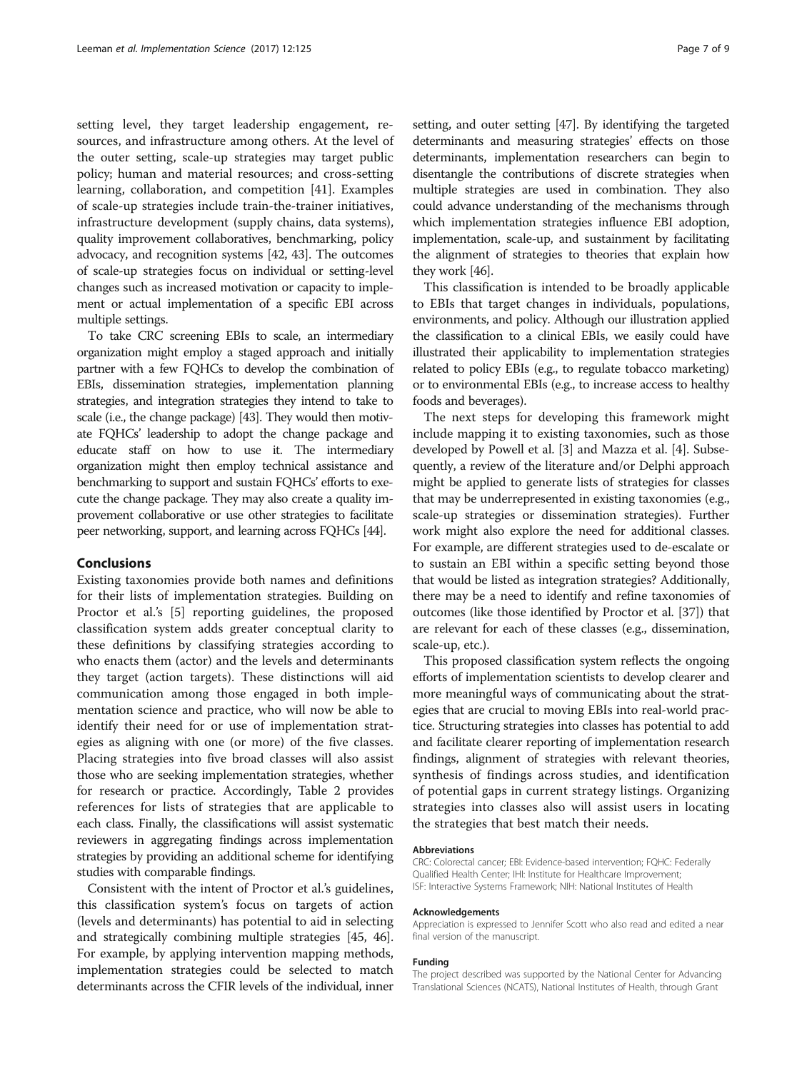setting level, they target leadership engagement, resources, and infrastructure among others. At the level of the outer setting, scale-up strategies may target public policy; human and material resources; and cross-setting learning, collaboration, and competition [41]. Examples of scale-up strategies include train-the-trainer initiatives, infrastructure development (supply chains, data systems), quality improvement collaboratives, benchmarking, policy advocacy, and recognition systems [42, 43]. The outcomes of scale-up strategies focus on individual or setting-level changes such as increased motivation or capacity to implement or actual implementation of a specific EBI across multiple settings.

To take CRC screening EBIs to scale, an intermediary organization might employ a staged approach and initially partner with a few FQHCs to develop the combination of EBIs, dissemination strategies, implementation planning strategies, and integration strategies they intend to take to scale (i.e., the change package) [43]. They would then motivate FQHCs' leadership to adopt the change package and educate staff on how to use it. The intermediary organization might then employ technical assistance and benchmarking to support and sustain FQHCs' efforts to execute the change package. They may also create a quality improvement collaborative or use other strategies to facilitate peer networking, support, and learning across FQHCs [44].

## Conclusions

Existing taxonomies provide both names and definitions for their lists of implementation strategies. Building on Proctor et al.'s [5] reporting guidelines, the proposed classification system adds greater conceptual clarity to these definitions by classifying strategies according to who enacts them (actor) and the levels and determinants they target (action targets). These distinctions will aid communication among those engaged in both implementation science and practice, who will now be able to identify their need for or use of implementation strategies as aligning with one (or more) of the five classes. Placing strategies into five broad classes will also assist those who are seeking implementation strategies, whether for research or practice. Accordingly, Table 2 provides references for lists of strategies that are applicable to each class. Finally, the classifications will assist systematic reviewers in aggregating findings across implementation strategies by providing an additional scheme for identifying studies with comparable findings.

Consistent with the intent of Proctor et al.'s guidelines, this classification system's focus on targets of action (levels and determinants) has potential to aid in selecting and strategically combining multiple strategies [45, 46]. For example, by applying intervention mapping methods, implementation strategies could be selected to match determinants across the CFIR levels of the individual, inner setting, and outer setting [47]. By identifying the targeted determinants and measuring strategies' effects on those determinants, implementation researchers can begin to disentangle the contributions of discrete strategies when multiple strategies are used in combination. They also could advance understanding of the mechanisms through which implementation strategies influence EBI adoption, implementation, scale-up, and sustainment by facilitating the alignment of strategies to theories that explain how they work [46].

This classification is intended to be broadly applicable to EBIs that target changes in individuals, populations, environments, and policy. Although our illustration applied the classification to a clinical EBIs, we easily could have illustrated their applicability to implementation strategies related to policy EBIs (e.g., to regulate tobacco marketing) or to environmental EBIs (e.g., to increase access to healthy foods and beverages).

The next steps for developing this framework might include mapping it to existing taxonomies, such as those developed by Powell et al. [3] and Mazza et al. [4]. Subsequently, a review of the literature and/or Delphi approach might be applied to generate lists of strategies for classes that may be underrepresented in existing taxonomies (e.g., scale-up strategies or dissemination strategies). Further work might also explore the need for additional classes. For example, are different strategies used to de-escalate or to sustain an EBI within a specific setting beyond those that would be listed as integration strategies? Additionally, there may be a need to identify and refine taxonomies of outcomes (like those identified by Proctor et al. [37]) that are relevant for each of these classes (e.g., dissemination, scale-up, etc.).

This proposed classification system reflects the ongoing efforts of implementation scientists to develop clearer and more meaningful ways of communicating about the strategies that are crucial to moving EBIs into real-world practice. Structuring strategies into classes has potential to add and facilitate clearer reporting of implementation research findings, alignment of strategies with relevant theories, synthesis of findings across studies, and identification of potential gaps in current strategy listings. Organizing strategies into classes also will assist users in locating the strategies that best match their needs.

#### Abbreviations

CRC: Colorectal cancer; EBI: Evidence-based intervention; FQHC: Federally Qualified Health Center; IHI: Institute for Healthcare Improvement; ISF: Interactive Systems Framework; NIH: National Institutes of Health

#### Acknowledgements

Appreciation is expressed to Jennifer Scott who also read and edited a near final version of the manuscript.

#### Funding

The project described was supported by the National Center for Advancing Translational Sciences (NCATS), National Institutes of Health, through Grant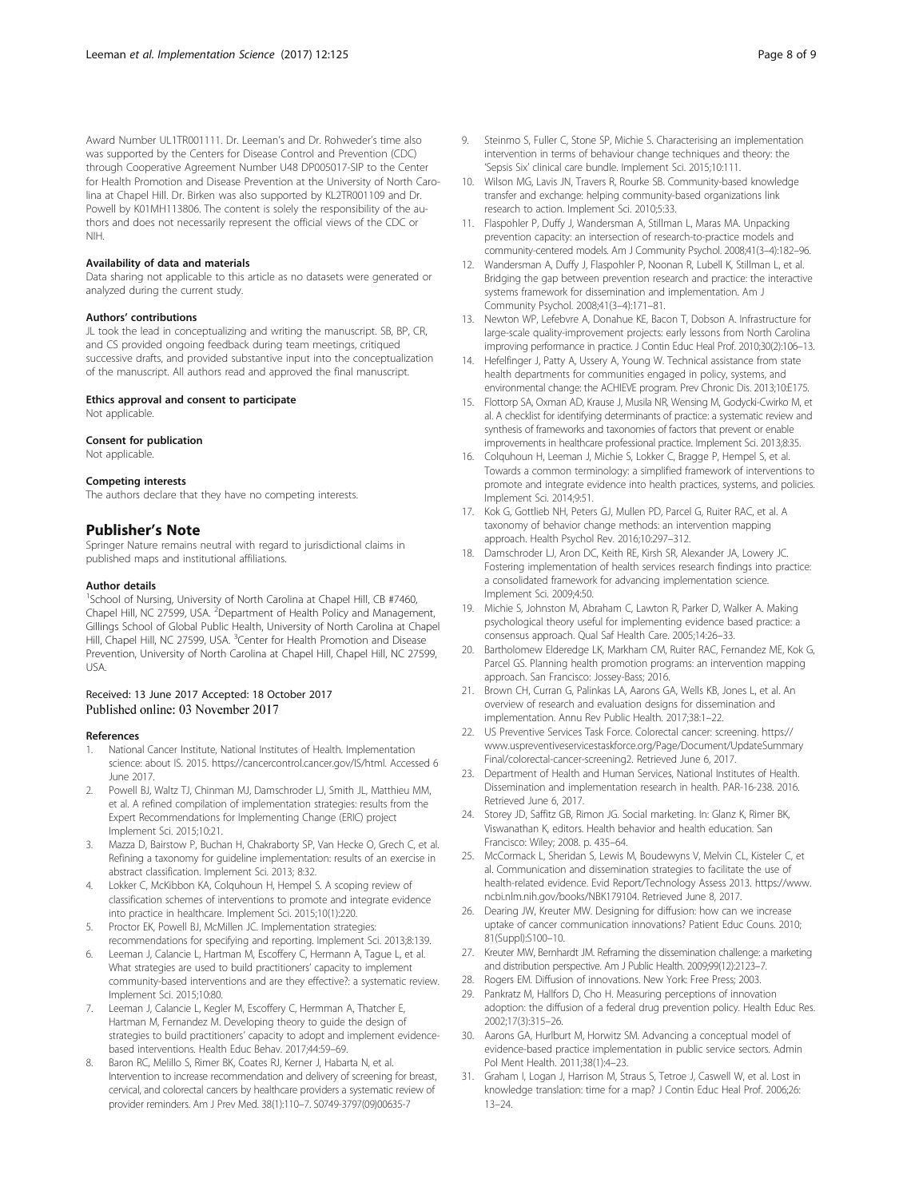Award Number UL1TR001111. Dr. Leeman's and Dr. Rohweder's time also was supported by the Centers for Disease Control and Prevention (CDC) through Cooperative Agreement Number U48 DP005017-SIP to the Center for Health Promotion and Disease Prevention at the University of North Carolina at Chapel Hill. Dr. Birken was also supported by KL2TR001109 and Dr. Powell by K01MH113806. The content is solely the responsibility of the authors and does not necessarily represent the official views of the CDC or NIH.

#### Availability of data and materials

Data sharing not applicable to this article as no datasets were generated or analyzed during the current study.

#### Authors' contributions

JL took the lead in conceptualizing and writing the manuscript. SB, BP, CR, and CS provided ongoing feedback during team meetings, critiqued successive drafts, and provided substantive input into the conceptualization of the manuscript. All authors read and approved the final manuscript.

#### Ethics approval and consent to participate

Not applicable.

#### Consent for publication

Not applicable.

#### Competing interests

The authors declare that they have no competing interests.

## Publisher's Note

Springer Nature remains neutral with regard to jurisdictional claims in published maps and institutional affiliations.

#### Author details

[1]School of Nursing, University of North Carolina at Chapel Hill, CB #7460, Chapel Hill, NC 27599, USA. [2]Department of Health Policy and Management, Gillings School of Global Public Health, University of North Carolina at Chapel Hill, Chapel Hill, NC 27599, USA. [3]Center for Health Promotion and Disease Prevention, University of North Carolina at Chapel Hill, Chapel Hill, NC 27599, USA.

Received: 13 June 2017 Accepted: 18 October 2017
Published online: 03 November 2017

#### References

1. National Cancer Institute, National Institutes of Health. Implementation science: about IS. 2015. https://cancercontrol.cancer.gov/IS/html. Accessed 6 June 2017.
2. Powell BJ, Waltz TJ, Chinman MJ, Damschroder LJ, Smith JL, Matthieu MM, et al. A refined compilation of implementation strategies: results from the Expert Recommendations for Implementing Change (ERIC) project Implement Sci. 2015;10:21.
3. Mazza D, Bairstow P, Buchan H, Chakraborty SP, Van Hecke O, Grech C, et al. Refining a taxonomy for guideline implementation: results of an exercise in abstract classification. Implement Sci. 2013; 8:32.
4. Lokker C, McKibbon KA, Colquhoun H, Hempel S. A scoping review of classification schemes of interventions to promote and integrate evidence into practice in healthcare. Implement Sci. 2015;10(1):220.
5. Proctor EK, Powell BJ, McMillen JC. Implementation strategies: recommendations for specifying and reporting. Implement Sci. 2013;8:139.
6. Leeman J, Calancie L, Hartman M, Escoffery C, Hermann A, Tague L, et al. What strategies are used to build practitioners' capacity to implement community-based interventions and are they effective?: a systematic review. Implement Sci. 2015;10:80.
7. Leeman J, Calancie L, Kegler M, Escoffery C, Herrmman A, Thatcher E, Hartman M, Fernandez M. Developing theory to guide the design of strategies to build practitioners' capacity to adopt and implement evidence-based interventions. Health Educ Behav. 2017;44:59–69.
8. Baron RC, Melillo S, Rimer BK, Coates RJ, Kerner J, Habarta N, et al. Intervention to increase recommendation and delivery of screening for breast, cervical, and colorectal cancers by healthcare providers a systematic review of provider reminders. Am J Prev Med. 38(1):110–7. S0749-3797(09)00635-7
9. Steinmo S, Fuller C, Stone SP, Michie S. Characterising an implementation intervention in terms of behaviour change techniques and theory: the 'Sepsis Six' clinical care bundle. Implement Sci. 2015;10:111.
10. Wilson MG, Lavis JN, Travers R, Rourke SB. Community-based knowledge transfer and exchange: helping community-based organizations link research to action. Implement Sci. 2010;5:33.
11. Flaspohler P, Duffy J, Wandersman A, Stillman L, Maras MA. Unpacking prevention capacity: an intersection of research-to-practice models and community-centered models. Am J Community Psychol. 2008;41(3–4):182–96.
12. Wandersman A, Duffy J, Flaspohler P, Noonan R, Lubell K, Stillman L, et al. Bridging the gap between prevention research and practice: the interactive systems framework for dissemination and implementation. Am J Community Psychol. 2008;41(3–4):171–81.
13. Newton WP, Lefebvre A, Donahue KE, Bacon T, Dobson A. Infrastructure for large-scale quality-improvement projects: early lessons from North Carolina improving performance in practice. J Contin Educ Heal Prof. 2010;30(2):106–13.
14. Hefelfinger J, Patty A, Ussery A, Young W. Technical assistance from state health departments for communities engaged in policy, systems, and environmental change: the ACHIEVE program. Prev Chronic Dis. 2013;10:E175.
15. Flottorp SA, Oxman AD, Krause J, Musila NR, Wensing M, Godycki-Cwirko M, et al. A checklist for identifying determinants of practice: a systematic review and synthesis of frameworks and taxonomies of factors that prevent or enable improvements in healthcare professional practice. Implement Sci. 2013;8:35.
16. Colquhoun H, Leeman J, Michie S, Lokker C, Bragge P, Hempel S, et al. Towards a common terminology: a simplified framework of interventions to promote and integrate evidence into health practices, systems, and policies. Implement Sci. 2014;9:51.
17. Kok G, Gottlieb NH, Peters GJ, Mullen PD, Parcel G, Ruiter RAC, et al. A taxonomy of behavior change methods: an intervention mapping approach. Health Psychol Rev. 2016;10:297–312.
18. Damschroder LJ, Aron DC, Keith RE, Kirsh SR, Alexander JA, Lowery JC. Fostering implementation of health services research findings into practice: a consolidated framework for advancing implementation science. Implement Sci. 2009;4:50.
19. Michie S, Johnston M, Abraham C, Lawton R, Parker D, Walker A. Making psychological theory useful for implementing evidence based practice: a consensus approach. Qual Saf Health Care. 2005;14:26–33.
20. Bartholomew Eldredge LK, Markham CM, Ruiter RAC, Fernandez ME, Kok G, Parcel GS. Planning health promotion programs: an intervention mapping approach. San Francisco: Jossey-Bass; 2016.
21. Brown CH, Curran G, Palinkas LA, Aarons GA, Wells KB, Jones L, et al. An overview of research and evaluation designs for dissemination and implementation. Annu Rev Public Health. 2017;38:1–22.
22. US Preventive Services Task Force. Colorectal cancer: screening. https://www.uspreventiveservicestaskforce.org/Page/Document/UpdateSummaryFinal/colorectal-cancer-screening2. Retrieved June 6, 2017.
23. Department of Health and Human Services, National Institutes of Health. Dissemination and implementation research in health. PAR-16-238. 2016. Retrieved June 6, 2017.
24. Storey JD, Saffitz GB, Rimon JG. Social marketing. In: Glanz K, Rimer BK, Viswanathan K, editors. Health behavior and health education. San Francisco: Wiley; 2008. p. 435–64.
25. McCormack L, Sheridan S, Lewis M, Boudewyns V, Melvin CL, Kisteler C, et al. Communication and dissemination strategies to facilitate the use of health-related evidence. Evid Report/Technology Assess 2013. https://www.ncbi.nlm.nih.gov/books/NBK179104. Retrieved June 8, 2017.
26. Dearing JW, Kreuter MW. Designing for diffusion: how can we increase uptake of cancer communication innovations? Patient Educ Couns. 2010; 81(Suppl):S100–10.
27. Kreuter MW, Bernhardt JM. Reframing the dissemination challenge: a marketing and distribution perspective. Am J Public Health. 2009;99(12):2123–7.
28. Rogers EM. Diffusion of innovations. New York: Free Press; 2003.
29. Pankratz M, Hallfors D, Cho H. Measuring perceptions of innovation adoption: the diffusion of a federal drug prevention policy. Health Educ Res. 2002;17(3):315–26.
30. Aarons GA, Hurlburt M, Horwitz SM. Advancing a conceptual model of evidence-based practice implementation in public service sectors. Admin Pol Ment Health. 2011;38(1):4–23.
31. Graham I, Logan J, Harrison M, Straus S, Tetroe J, Caswell W, et al. Lost in knowledge translation: time for a map? J Contin Educ Heal Prof. 2006;26: 13–24.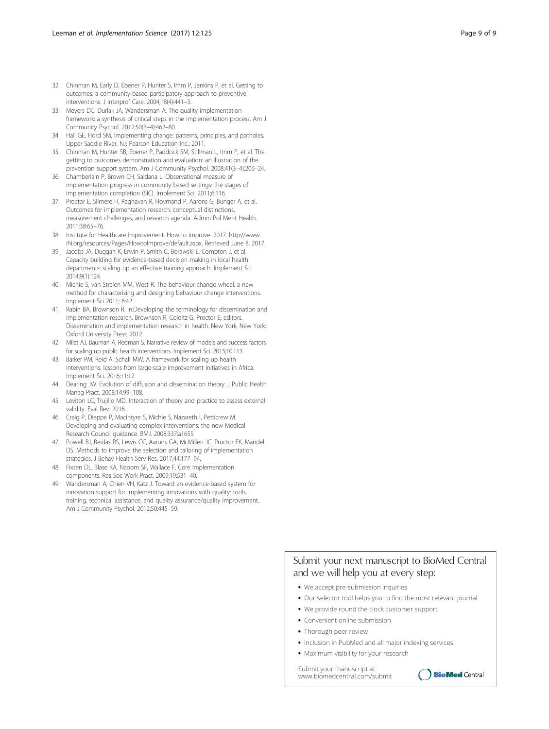32. Chinman M, Early D, Ebener P, Hunter S, Imm P, Jenkins P, et al. Getting to outcomes: a community-based participatory approach to preventive interventions. J Interprof Care. 2004;18(4):441–3.
33. Meyers DC, Durlak JA, Wandersman A. The quality implementation framework: a synthesis of critical steps in the implementation process. Am J Community Psychol. 2012;50(3–4):462–80.
34. Hall GE, Hord SM. Implementing change: patterns, principles, and potholes. Upper Saddle River, NJ: Pearson Education Inc.; 2011.
35. Chinman M, Hunter SB, Ebener P, Paddock SM, Stillman L, Imm P, et al. The getting to outcomes demonstration and evaluation: an illustration of the prevention support system. Am J Community Psychol. 2008;41(3–4):206–24.
36. Chamberlain P, Brown CH, Saldana L. Observational measure of implementation progress in community based settings: the stages of implementation completion (SIC). Implement Sci. 2011;6:116.
37. Proctor E, Silmere H, Raghavan R, Hovmand P, Aarons G, Bunger A, et al. Outcomes for implementation research: conceptual distinctions, measurement challenges, and research agenda. Admin Pol Ment Health. 2011;38:65–76.
38. Institute for Healthcare Improvement. How to improve. 2017. http://www.ihi.org/resources/Pages/HowtoImprove/default.aspx. Retrieved June 8, 2017.
39. Jacobs JA, Duggan K, Erwin P, Smith C, Borawski E, Compton J, et al. Capacity building for evidence-based decision making in local health departments: scaling up an effective training approach. Implement Sci. 2014;9(1):124.
40. Michie S, van Stralen MM, West R. The behaviour change wheel: a new method for characterising and designing behaviour change interventions. Implement Sci 2011; 6:42.
41. Rabin BA, Brownson R. In:Developing the terminology for dissemination and implementation research. Brownson R, Colditz G, Proctor E, editors. Dissemination and implementation research in health. New York, New York: Oxford University Press; 2012.
42. Milat AJ, Bauman A, Redman S. Narrative review of models and success factors for scaling up public health interventions. Implement Sci. 2015;10:113.
43. Barker PM, Reid A, Schall MW. A framework for scaling up health interventions: lessons from large-scale improvement initiatives in Africa. Implement Sci. 2016;11:12.
44. Dearing JW. Evolution of diffusion and dissemination theory. J Public Health Manag Pract. 2008;14:99–108.
45. Leviton LC, Trujillo MD. Interaction of theory and practice to assess external validity. Eval Rev. 2016.
46. Craig P, Dieppe P, Macintyre S, Michie S, Nazareth I, Petticrew M. Developing and evaluating complex interventions: the new Medical Research Council guidance. BMJ. 2008;337:a1655.
47. Powell BJ, Beidas RS, Lewis CC, Aarons GA, McMillen JC, Proctor EK, Mandell DS. Methods to improve the selection and tailoring of implementation strategies. J Behav Health Serv Res. 2017;44:177–94.
48. Fixsen DL, Blase KA, Naoom SF, Wallace F. Core implementation components. Res Soc Work Pract. 2009;19:531–40.
49. Wandersman A, Chien VH, Katz J. Toward an evidence-based system for innovation support for implementing innovations with quality: tools, training, technical assistance, and quality assurance/quality improvement. Am J Community Psychol. 2012;50:445–59.

Submit your next manuscript to BioMed Central and we will help you at every step:

- We accept pre-submission inquiries
- Our selector tool helps you to find the most relevant journal
- We provide round the clock customer support
- Convenient online submission
- Thorough peer review
- Inclusion in PubMed and all major indexing services
- Maximum visibility for your research

Submit your manuscript at www.biomedcentral.com/submit

BioMed Central